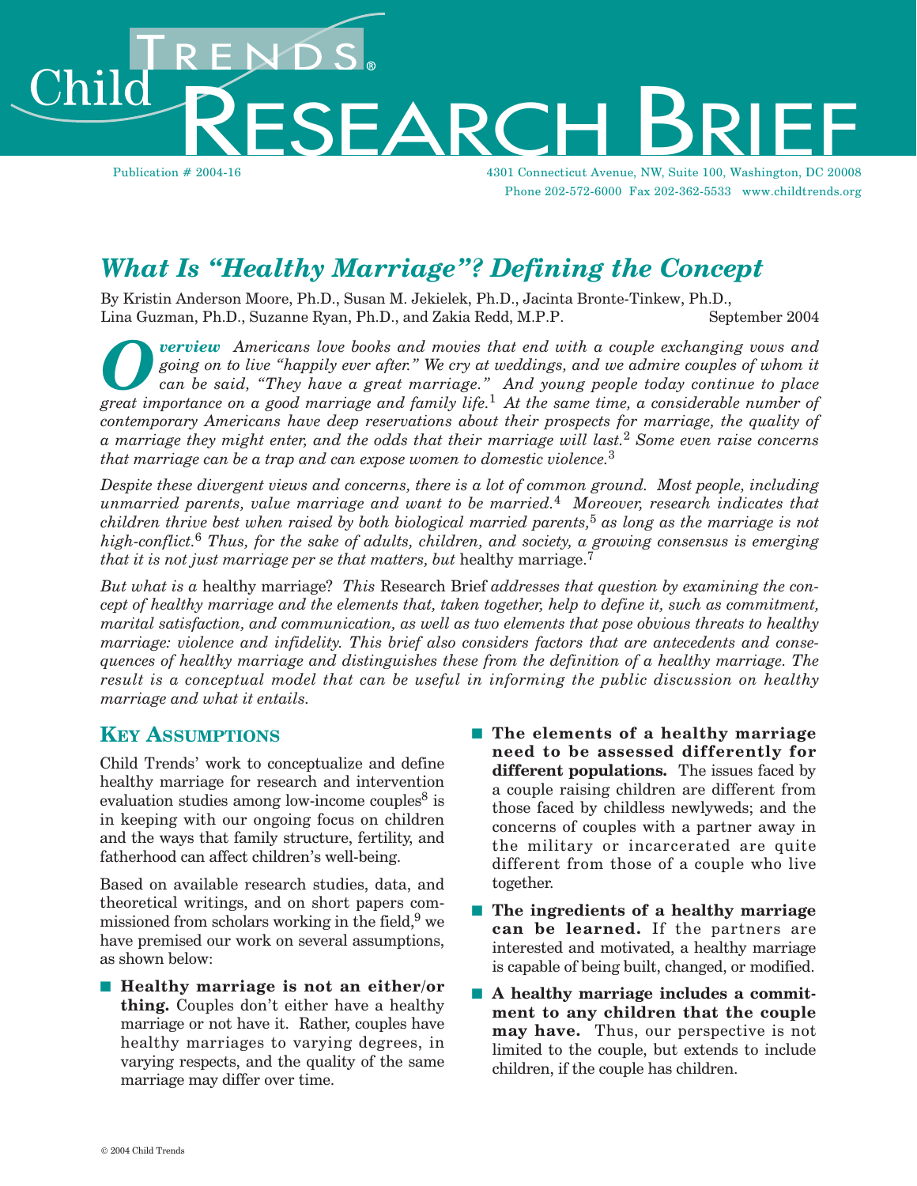# Child Trends® Research Brief

Publication # 2004-16

4301 Connecticut Avenue, NW, Suite 100, Washington, DC 20008
Phone 202-572-6000 Fax 202-362-5533 www.childtrends.org

## *What Is "Healthy Marriage"? Defining the Concept*

By Kristin Anderson Moore, Ph.D., Susan M. Jekielek, Ph.D., Jacinta Bronte-Tinkew, Ph.D., Lina Guzman, Ph.D., Suzanne Ryan, Ph.D., and Zakia Redd, M.P.P.

September 2004

***Overview*** *Americans love books and movies that end with a couple exchanging vows and going on to live "happily ever after." We cry at weddings, and we admire couples of whom it can be said, "They have a great marriage." And young people today continue to place great importance on a good marriage and family life.*[1] *At the same time, a considerable number of contemporary Americans have deep reservations about their prospects for marriage, the quality of a marriage they might enter, and the odds that their marriage will last.*[2] *Some even raise concerns that marriage can be a trap and can expose women to domestic violence.*[3]

*Despite these divergent views and concerns, there is a lot of common ground. Most people, including unmarried parents, value marriage and want to be married.*[4] *Moreover, research indicates that children thrive best when raised by both biological married parents,*[5] *as long as the marriage is not high-conflict.*[6] *Thus, for the sake of adults, children, and society, a growing consensus is emerging that it is not just marriage per se that matters, but* healthy marriage.[7]

*But what is a* healthy marriage? *This* Research Brief *addresses that question by examining the concept of healthy marriage and the elements that, taken together, help to define it, such as commitment, marital satisfaction, and communication, as well as two elements that pose obvious threats to healthy marriage: violence and infidelity. This brief also considers factors that are antecedents and consequences of healthy marriage and distinguishes these from the definition of a healthy marriage. The result is a conceptual model that can be useful in informing the public discussion on healthy marriage and what it entails.*

### Key Assumptions

Child Trends' work to conceptualize and define healthy marriage for research and intervention evaluation studies among low-income couples[8] is in keeping with our ongoing focus on children and the ways that family structure, fertility, and fatherhood can affect children's well-being.

Based on available research studies, data, and theoretical writings, and on short papers commissioned from scholars working in the field,[9] we have premised our work on several assumptions, as shown below:

- **Healthy marriage is not an either/or thing.** Couples don't either have a healthy marriage or not have it. Rather, couples have healthy marriages to varying degrees, in varying respects, and the quality of the same marriage may differ over time.
- **The elements of a healthy marriage need to be assessed differently for different populations.** The issues faced by a couple raising children are different from those faced by childless newlyweds; and the concerns of couples with a partner away in the military or incarcerated are quite different from those of a couple who live together.
- **The ingredients of a healthy marriage can be learned.** If the partners are interested and motivated, a healthy marriage is capable of being built, changed, or modified.
- **A healthy marriage includes a commitment to any children that the couple may have.** Thus, our perspective is not limited to the couple, but extends to include children, if the couple has children.

© 2004 Child Trends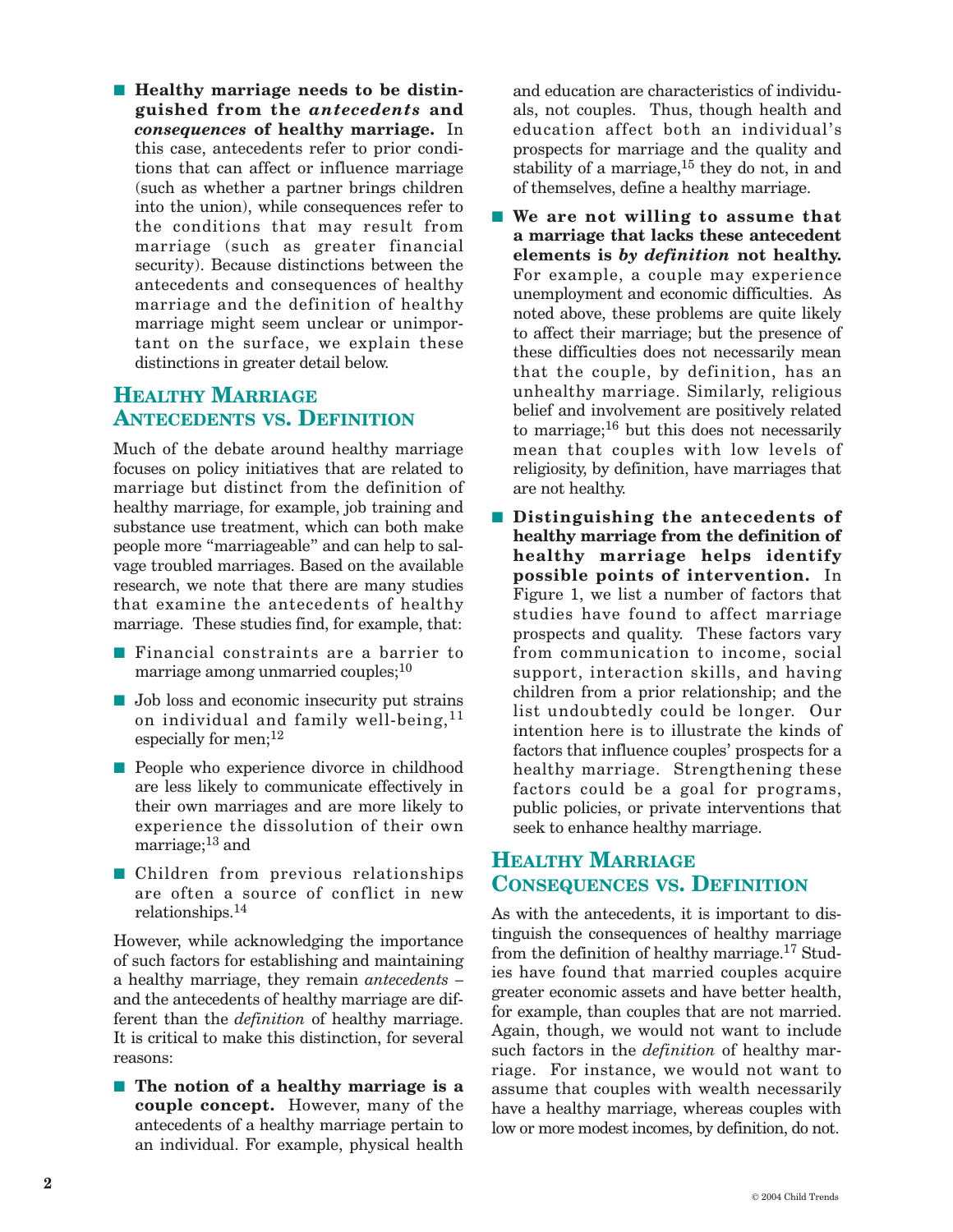- **Healthy marriage needs to be distinguished from the *antecedents* and *consequences* of healthy marriage.** In this case, antecedents refer to prior conditions that can affect or influence marriage (such as whether a partner brings children into the union), while consequences refer to the conditions that may result from marriage (such as greater financial security). Because distinctions between the antecedents and consequences of healthy marriage and the definition of healthy marriage might seem unclear or unimportant on the surface, we explain these distinctions in greater detail below.

## Healthy Marriage Antecedents vs. Definition

Much of the debate around healthy marriage focuses on policy initiatives that are related to marriage but distinct from the definition of healthy marriage, for example, job training and substance use treatment, which can both make people more "marriageable" and can help to salvage troubled marriages. Based on the available research, we note that there are many studies that examine the antecedents of healthy marriage. These studies find, for example, that:

- Financial constraints are a barrier to marriage among unmarried couples;[10]
- Job loss and economic insecurity put strains on individual and family well-being,[11] especially for men;[12]
- People who experience divorce in childhood are less likely to communicate effectively in their own marriages and are more likely to experience the dissolution of their own marriage;[13] and
- Children from previous relationships are often a source of conflict in new relationships.[14]

However, while acknowledging the importance of such factors for establishing and maintaining a healthy marriage, they remain *antecedents* – and the antecedents of healthy marriage are different than the *definition* of healthy marriage. It is critical to make this distinction, for several reasons:

- **The notion of a healthy marriage is a couple concept.** However, many of the antecedents of a healthy marriage pertain to an individual. For example, physical health and education are characteristics of individuals, not couples. Thus, though health and education affect both an individual's prospects for marriage and the quality and stability of a marriage,[15] they do not, in and of themselves, define a healthy marriage.
- **We are not willing to assume that a marriage that lacks these antecedent elements is *by definition* not healthy.** For example, a couple may experience unemployment and economic difficulties. As noted above, these problems are quite likely to affect their marriage; but the presence of these difficulties does not necessarily mean that the couple, by definition, has an unhealthy marriage. Similarly, religious belief and involvement are positively related to marriage;[16] but this does not necessarily mean that couples with low levels of religiosity, by definition, have marriages that are not healthy.
- **Distinguishing the antecedents of healthy marriage from the definition of healthy marriage helps identify possible points of intervention.** In Figure 1, we list a number of factors that studies have found to affect marriage prospects and quality. These factors vary from communication to income, social support, interaction skills, and having children from a prior relationship; and the list undoubtedly could be longer. Our intention here is to illustrate the kinds of factors that influence couples' prospects for a healthy marriage. Strengthening these factors could be a goal for programs, public policies, or private interventions that seek to enhance healthy marriage.

## Healthy Marriage Consequences vs. Definition

As with the antecedents, it is important to distinguish the consequences of healthy marriage from the definition of healthy marriage.[17] Studies have found that married couples acquire greater economic assets and have better health, for example, than couples that are not married. Again, though, we would not want to include such factors in the *definition* of healthy marriage. For instance, we would not want to assume that couples with wealth necessarily have a healthy marriage, whereas couples with low or more modest incomes, by definition, do not.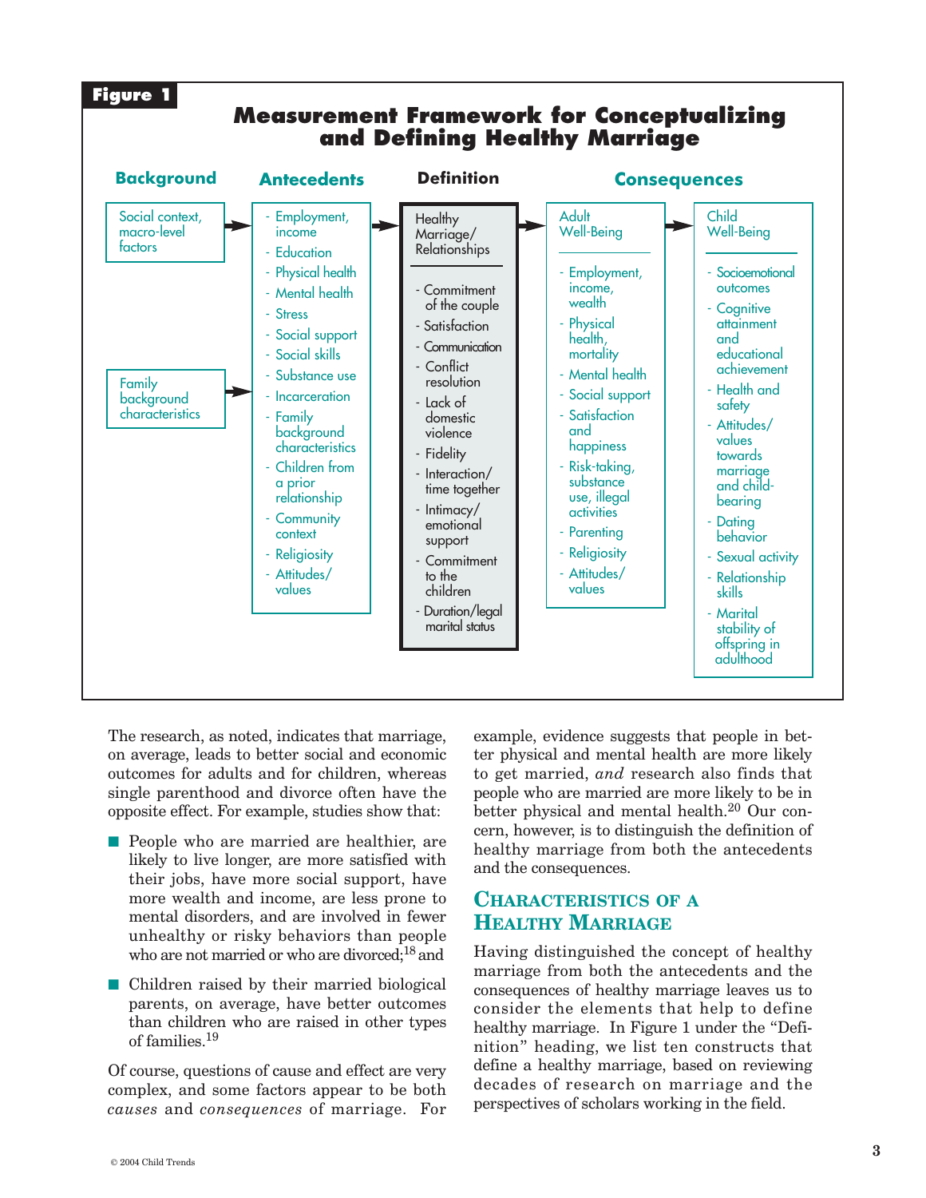**Figure 1**

**Measurement Framework for Conceptualizing and Defining Healthy Marriage**

| Background | Antecedents | Definition | Consequences | |
|---|---|---|---|---|
| Social context, macro-level factors → | - Employment, income<br>- Education<br>- Physical health<br>- Mental health<br>- Stress<br>- Social support<br>- Social skills<br>- Substance use<br>- Incarceration<br>- Family background characteristics<br>- Children from a prior relationship<br>- Community context<br>- Religiosity<br>- Attitudes/ values | **Healthy Marriage/ Relationships**<br>- Commitment of the couple<br>- Satisfaction<br>- Communication<br>- Conflict resolution<br>- Lack of domestic violence<br>- Fidelity<br>- Interaction/ time together<br>- Intimacy/ emotional support<br>- Commitment to the children<br>- Duration/legal marital status | **Adult Well-Being**<br>- Employment, income, wealth<br>- Physical health, mortality<br>- Mental health<br>- Social support<br>- Satisfaction and happiness<br>- Risk-taking, substance use, illegal activities<br>- Parenting<br>- Religiosity<br>- Attitudes/ values | **Child Well-Being**<br>- Socioemotional outcomes<br>- Cognitive attainment and educational achievement<br>- Health and safety<br>- Attitudes/ values towards marriage and child-bearing<br>- Dating behavior<br>- Sexual activity<br>- Relationship skills<br>- Marital stability of offspring in adulthood |
| Family background characteristics → | | | | |

The research, as noted, indicates that marriage, on average, leads to better social and economic outcomes for adults and for children, whereas single parenthood and divorce often have the opposite effect. For example, studies show that:

- People who are married are healthier, are likely to live longer, are more satisfied with their jobs, have more social support, have more wealth and income, are less prone to mental disorders, and are involved in fewer unhealthy or risky behaviors than people who are not married or who are divorced;[18] and
- Children raised by their married biological parents, on average, have better outcomes than children who are raised in other types of families.[19]

Of course, questions of cause and effect are very complex, and some factors appear to be both *causes* and *consequences* of marriage. For example, evidence suggests that people in better physical and mental health are more likely to get married, *and* research also finds that people who are married are more likely to be in better physical and mental health.[20] Our concern, however, is to distinguish the definition of healthy marriage from both the antecedents and the consequences.

## Characteristics of a Healthy Marriage

Having distinguished the concept of healthy marriage from both the antecedents and the consequences of healthy marriage leaves us to consider the elements that help to define healthy marriage. In Figure 1 under the "Definition" heading, we list ten constructs that define a healthy marriage, based on reviewing decades of research on marriage and the perspectives of scholars working in the field.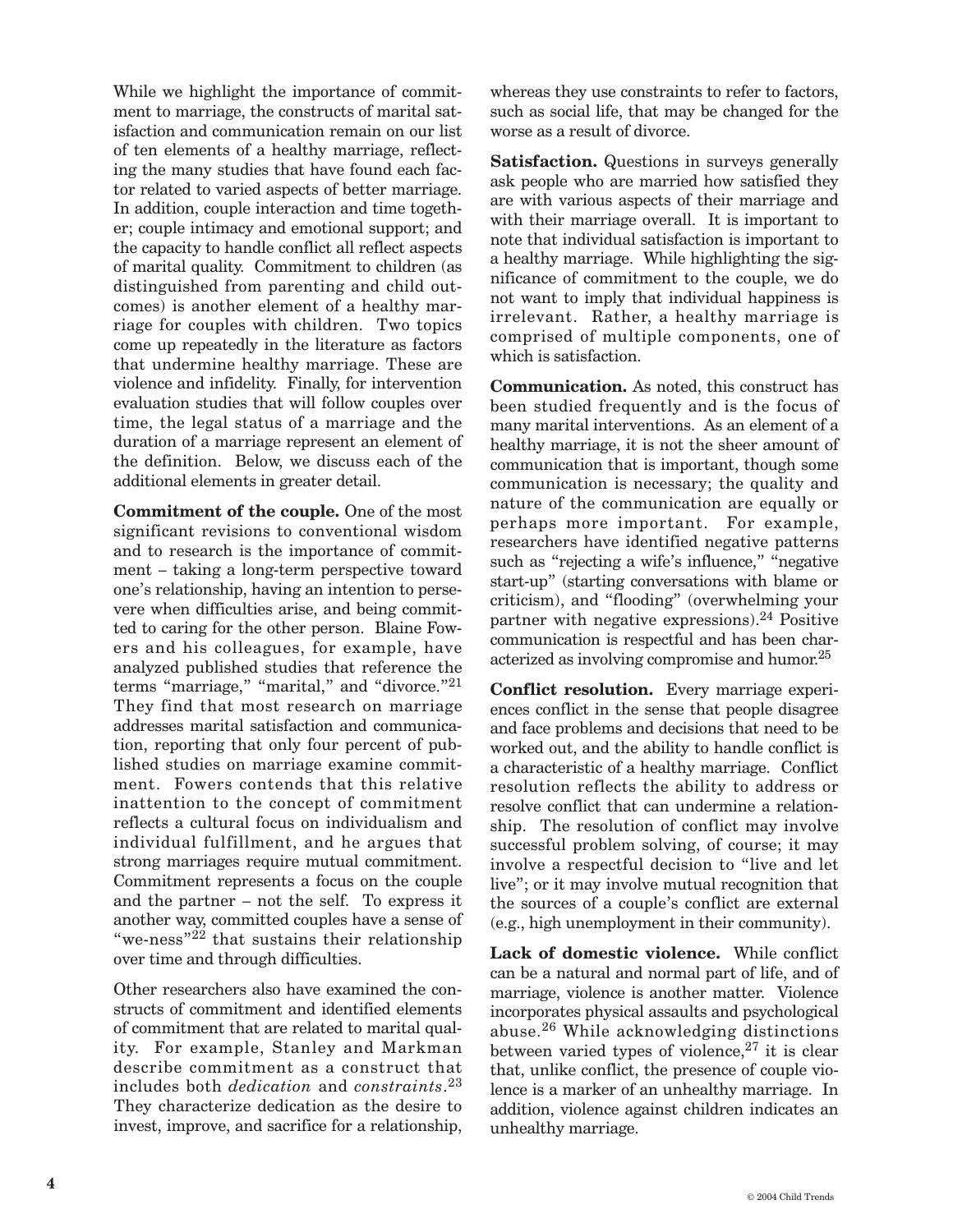While we highlight the importance of commitment to marriage, the constructs of marital satisfaction and communication remain on our list of ten elements of a healthy marriage, reflecting the many studies that have found each factor related to varied aspects of better marriage. In addition, couple interaction and time together; couple intimacy and emotional support; and the capacity to handle conflict all reflect aspects of marital quality. Commitment to children (as distinguished from parenting and child outcomes) is another element of a healthy marriage for couples with children. Two topics come up repeatedly in the literature as factors that undermine healthy marriage. These are violence and infidelity. Finally, for intervention evaluation studies that will follow couples over time, the legal status of a marriage and the duration of a marriage represent an element of the definition. Below, we discuss each of the additional elements in greater detail.

**Commitment of the couple.** One of the most significant revisions to conventional wisdom and to research is the importance of commitment – taking a long-term perspective toward one's relationship, having an intention to persevere when difficulties arise, and being committed to caring for the other person. Blaine Fowers and his colleagues, for example, have analyzed published studies that reference the terms "marriage," "marital," and "divorce."[21] They find that most research on marriage addresses marital satisfaction and communication, reporting that only four percent of published studies on marriage examine commitment. Fowers contends that this relative inattention to the concept of commitment reflects a cultural focus on individualism and individual fulfillment, and he argues that strong marriages require mutual commitment. Commitment represents a focus on the couple and the partner – not the self. To express it another way, committed couples have a sense of "we-ness"[22] that sustains their relationship over time and through difficulties.

Other researchers also have examined the constructs of commitment and identified elements of commitment that are related to marital quality. For example, Stanley and Markman describe commitment as a construct that includes both *dedication* and *constraints*.[23] They characterize dedication as the desire to invest, improve, and sacrifice for a relationship, whereas they use constraints to refer to factors, such as social life, that may be changed for the worse as a result of divorce.

**Satisfaction.** Questions in surveys generally ask people who are married how satisfied they are with various aspects of their marriage and with their marriage overall. It is important to note that individual satisfaction is important to a healthy marriage. While highlighting the significance of commitment to the couple, we do not want to imply that individual happiness is irrelevant. Rather, a healthy marriage is comprised of multiple components, one of which is satisfaction.

**Communication.** As noted, this construct has been studied frequently and is the focus of many marital interventions. As an element of a healthy marriage, it is not the sheer amount of communication that is important, though some communication is necessary; the quality and nature of the communication are equally or perhaps more important. For example, researchers have identified negative patterns such as "rejecting a wife's influence," "negative start-up" (starting conversations with blame or criticism), and "flooding" (overwhelming your partner with negative expressions).[24] Positive communication is respectful and has been characterized as involving compromise and humor.[25]

**Conflict resolution.** Every marriage experiences conflict in the sense that people disagree and face problems and decisions that need to be worked out, and the ability to handle conflict is a characteristic of a healthy marriage. Conflict resolution reflects the ability to address or resolve conflict that can undermine a relationship. The resolution of conflict may involve successful problem solving, of course; it may involve a respectful decision to "live and let live"; or it may involve mutual recognition that the sources of a couple's conflict are external (e.g., high unemployment in their community).

**Lack of domestic violence.** While conflict can be a natural and normal part of life, and of marriage, violence is another matter. Violence incorporates physical assaults and psychological abuse.[26] While acknowledging distinctions between varied types of violence,[27] it is clear that, unlike conflict, the presence of couple violence is a marker of an unhealthy marriage. In addition, violence against children indicates an unhealthy marriage.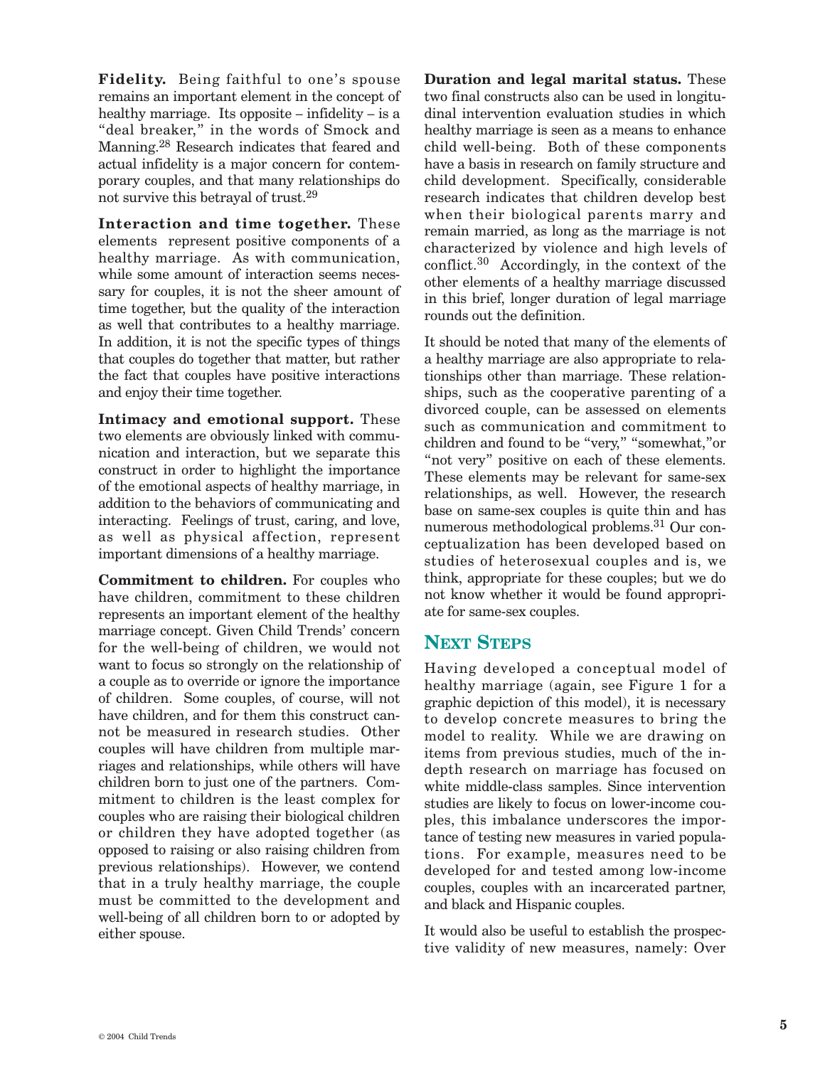**Fidelity.** Being faithful to one's spouse remains an important element in the concept of healthy marriage. Its opposite – infidelity – is a "deal breaker," in the words of Smock and Manning.[28] Research indicates that feared and actual infidelity is a major concern for contemporary couples, and that many relationships do not survive this betrayal of trust.[29]

**Interaction and time together.** These elements represent positive components of a healthy marriage. As with communication, while some amount of interaction seems necessary for couples, it is not the sheer amount of time together, but the quality of the interaction as well that contributes to a healthy marriage. In addition, it is not the specific types of things that couples do together that matter, but rather the fact that couples have positive interactions and enjoy their time together.

**Intimacy and emotional support.** These two elements are obviously linked with communication and interaction, but we separate this construct in order to highlight the importance of the emotional aspects of healthy marriage, in addition to the behaviors of communicating and interacting. Feelings of trust, caring, and love, as well as physical affection, represent important dimensions of a healthy marriage.

**Commitment to children.** For couples who have children, commitment to these children represents an important element of the healthy marriage concept. Given Child Trends' concern for the well-being of children, we would not want to focus so strongly on the relationship of a couple as to override or ignore the importance of children. Some couples, of course, will not have children, and for them this construct cannot be measured in research studies. Other couples will have children from multiple marriages and relationships, while others will have children born to just one of the partners. Commitment to children is the least complex for couples who are raising their biological children or children they have adopted together (as opposed to raising or also raising children from previous relationships). However, we contend that in a truly healthy marriage, the couple must be committed to the development and well-being of all children born to or adopted by either spouse.

**Duration and legal marital status.** These two final constructs also can be used in longitudinal intervention evaluation studies in which healthy marriage is seen as a means to enhance child well-being. Both of these components have a basis in research on family structure and child development. Specifically, considerable research indicates that children develop best when their biological parents marry and remain married, as long as the marriage is not characterized by violence and high levels of conflict.[30] Accordingly, in the context of the other elements of a healthy marriage discussed in this brief, longer duration of legal marriage rounds out the definition.

It should be noted that many of the elements of a healthy marriage are also appropriate to relationships other than marriage. These relationships, such as the cooperative parenting of a divorced couple, can be assessed on elements such as communication and commitment to children and found to be "very," "somewhat,"or "not very" positive on each of these elements. These elements may be relevant for same-sex relationships, as well. However, the research base on same-sex couples is quite thin and has numerous methodological problems.[31] Our conceptualization has been developed based on studies of heterosexual couples and is, we think, appropriate for these couples; but we do not know whether it would be found appropriate for same-sex couples.

## Next Steps

Having developed a conceptual model of healthy marriage (again, see Figure 1 for a graphic depiction of this model), it is necessary to develop concrete measures to bring the model to reality. While we are drawing on items from previous studies, much of the in-depth research on marriage has focused on white middle-class samples. Since intervention studies are likely to focus on lower-income couples, this imbalance underscores the importance of testing new measures in varied populations. For example, measures need to be developed for and tested among low-income couples, couples with an incarcerated partner, and black and Hispanic couples.

It would also be useful to establish the prospective validity of new measures, namely: Over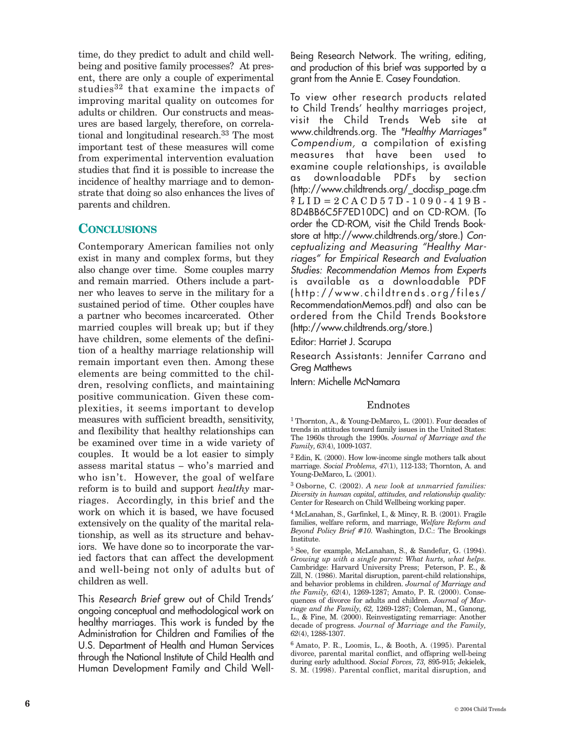time, do they predict to adult and child well-being and positive family processes? At present, there are only a couple of experimental studies[32] that examine the impacts of improving marital quality on outcomes for adults or children. Our constructs and measures are based largely, therefore, on correlational and longitudinal research.[33] The most important test of these measures will come from experimental intervention evaluation studies that find it is possible to increase the incidence of healthy marriage and to demonstrate that doing so also enhances the lives of parents and children.

## Conclusions

Contemporary American families not only exist in many and complex forms, but they also change over time. Some couples marry and remain married. Others include a partner who leaves to serve in the military for a sustained period of time. Other couples have a partner who becomes incarcerated. Other married couples will break up; but if they have children, some elements of the definition of a healthy marriage relationship will remain important even then. Among these elements are being committed to the children, resolving conflicts, and maintaining positive communication. Given these complexities, it seems important to develop measures with sufficient breadth, sensitivity, and flexibility that healthy relationships can be examined over time in a wide variety of couples. It would be a lot easier to simply assess marital status – who's married and who isn't. However, the goal of welfare reform is to build and support *healthy* marriages. Accordingly, in this brief and the work on which it is based, we have focused extensively on the quality of the marital relationship, as well as its structure and behaviors. We have done so to incorporate the varied factors that can affect the development and well-being not only of adults but of children as well.

This *Research Brief* grew out of Child Trends' ongoing conceptual and methodological work on healthy marriages. This work is funded by the Administration for Children and Families of the U.S. Department of Health and Human Services through the National Institute of Child Health and Human Development Family and Child Well-Being Research Network. The writing, editing, and production of this brief was supported by a grant from the Annie E. Casey Foundation.

To view other research products related to Child Trends' healthy marriages project, visit the Child Trends Web site at www.childtrends.org. The *"Healthy Marriages" Compendium*, a compilation of existing measures that have been used to examine couple relationships, is available as downloadable PDFs by section (http://www.childtrends.org/_docdisp_page.cfm?LID=2CACD57D-1090-419B-8D4BB6C5F7ED10DC) and on CD-ROM. (To order the CD-ROM, visit the Child Trends Bookstore at http://www.childtrends.org/store.) *Conceptualizing and Measuring "Healthy Marriages" for Empirical Research and Evaluation Studies: Recommendation Memos from Experts* is available as a downloadable PDF (http://www.childtrends.org/files/RecommendationMemos.pdf) and also can be ordered from the Child Trends Bookstore (http://www.childtrends.org/store.)

Editor: Harriet J. Scarupa

Research Assistants: Jennifer Carrano and Greg Matthews

Intern: Michelle McNamara

### Endnotes

[1] Thornton, A., & Young-DeMarco, L. (2001). Four decades of trends in attitudes toward family issues in the United States: The 1960s through the 1990s. *Journal of Marriage and the Family, 63*(4), 1009-1037.

[2] Edin, K. (2000). How low-income single mothers talk about marriage. *Social Problems, 47*(1), 112-133; Thornton, A. and Young-DeMarco, L. (2001).

[3] Osborne, C. (2002). *A new look at unmarried families: Diversity in human capital, attitudes, and relationship quality:* Center for Research on Child Wellbeing working paper.

[4] McLanahan, S., Garfinkel, I., & Mincy, R. B. (2001). Fragile families, welfare reform, and marriage, *Welfare Reform and Beyond Policy Brief #10.* Washington, D.C.: The Brookings Institute.

[5] See, for example, McLanahan, S., & Sandefur, G. (1994). *Growing up with a single parent: What hurts, what helps.* Cambridge: Harvard University Press; Peterson, P. E., & Zill, N. (1986). Marital disruption, parent-child relationships, and behavior problems in children. *Journal of Marriage and the Family, 62*(4), 1269-1287; Amato, P. R. (2000). Consequences of divorce for adults and children. *Journal of Marriage and the Family, 62,* 1269-1287; Coleman, M., Ganong, L., & Fine, M. (2000). Reinvestigating remarriage: Another decade of progress. *Journal of Marriage and the Family, 62*(4), 1288-1307.

[6] Amato, P. R., Loomis, L., & Booth, A. (1995). Parental divorce, parental marital conflict, and offspring well-being during early adulthood. *Social Forces, 73,* 895-915; Jekielek, S. M. (1998). Parental conflict, marital disruption, and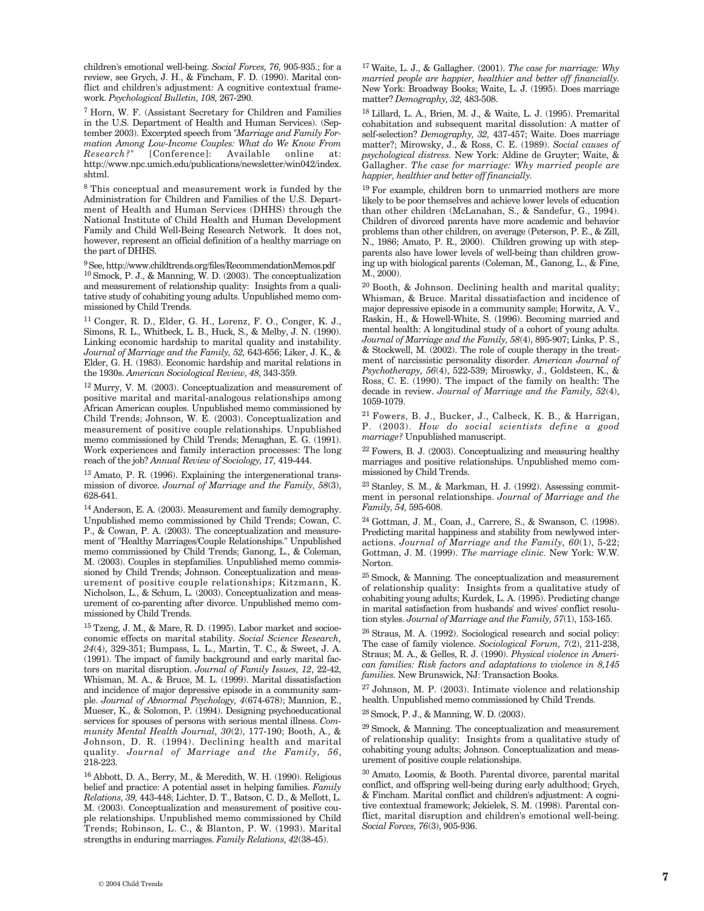children's emotional well-being. *Social Forces, 76,* 905-935.; for a review, see Grych, J. H., & Fincham, F. D. (1990). Marital conflict and children's adjustment: A cognitive contextual framework. *Psychological Bulletin, 108,* 267-290.

[7] Horn, W. F. (Assistant Secretary for Children and Families in the U.S. Department of Health and Human Services). (September 2003). Excerpted speech from "*Marriage and Family Formation Among Low-Income Couples: What do We Know From Research?*" [Conference]: Available online at: http://www.npc.umich.edu/publications/newsletter/win042/index.shtml.

[8] This conceptual and measurement work is funded by the Administration for Children and Families of the U.S. Department of Health and Human Services (DHHS) through the National Institute of Child Health and Human Development Family and Child Well-Being Research Network. It does not, however, represent an official definition of a healthy marriage on the part of DHHS.

[9] See, http://www.childtrends.org/files/RecommendationMemos.pdf

[10] Smock, P. J., & Manning, W. D. (2003). The conceptualization and measurement of relationship quality: Insights from a qualitative study of cohabiting young adults. Unpublished memo commissioned by Child Trends.

[11] Conger, R. D., Elder, G. H., Lorenz, F. O., Conger, K. J., Simons, R. L., Whitbeck, L. B., Huck, S., & Melby, J. N. (1990). Linking economic hardship to marital quality and instability. *Journal of Marriage and the Family, 52,* 643-656; Liker, J. K., & Elder, G. H. (1983). Economic hardship and marital relations in the 1930s. *American Sociological Review, 48,* 343-359.

[12] Murry, V. M. (2003). Conceptualization and measurement of positive marital and marital-analogous relationships among African American couples. Unpublished memo commissioned by Child Trends; Johnson, W. E. (2003). Conceptualization and measurement of positive couple relationships. Unpublished memo commissioned by Child Trends; Menaghan, E. G. (1991). Work experiences and family interaction processes: The long reach of the job? *Annual Review of Sociology, 17,* 419-444.

[13] Amato, P. R. (1996). Explaining the intergenerational transmission of divorce. *Journal of Marriage and the Family, 58*(3), 628-641.

[14] Anderson, E. A. (2003). Measurement and family demography. Unpublished memo commissioned by Child Trends; Cowan, C. P., & Cowan, P. A. (2003). The conceptualization and measurement of "Healthy Marriages/Couple Relationships." Unpublished memo commissioned by Child Trends; Ganong, L., & Coleman, M. (2003). Couples in stepfamilies. Unpublished memo commissioned by Child Trends; Johnson. Conceptualization and measurement of positive couple relationships; Kitzmann, K. Nicholson, L., & Schum, L. (2003). Conceptualization and measurement of co-parenting after divorce. Unpublished memo commissioned by Child Trends.

[15] Tzeng, J. M., & Mare, R. D. (1995). Labor market and socioeconomic effects on marital stability. *Social Science Research, 24*(4), 329-351; Bumpass, L. L., Martin, T. C., & Sweet, J. A. (1991). The impact of family background and early marital factors on marital disruption. *Journal of Family Issues, 12*, 22-42, Whisman, M. A., & Bruce, M. L. (1999). Marital dissatisfaction and incidence of major depressive episode in a community sample. *Journal of Abnormal Psychology, 4*(674-678); Mannion, E., Mueser, K., & Solomon, P. (1994). Designing psychoeducational services for spouses of persons with serious mental illness. *Community Mental Health Journal, 30*(2), 177-190; Booth, A., & Johnson, D. R. (1994). Declining health and marital quality. *Journal of Marriage and the Family, 56*, 218-223.

[16] Abbott, D. A., Berry, M., & Meredith, W. H. (1990). Religious belief and practice: A potential asset in helping families. *Family Relations, 39,* 443-448; Lichter, D. T., Batson, C. D., & Mellott, L. M. (2003). Conceptualization and measurement of positive couple relationships. Unpublished memo commissioned by Child Trends; Robinson, L. C., & Blanton, P. W. (1993). Marital strengths in enduring marriages. *Family Relations, 42*(38-45).

[17] Waite, L. J., & Gallagher. (2001). *The case for marriage: Why married people are happier, healthier and better off financially.* New York: Broadway Books; Waite, L. J. (1995). Does marriage matter? *Demography, 32,* 483-508.

[18] Lillard, L. A., Brien, M. J., & Waite, L. J. (1995). Premarital cohabitation and subsequent marital dissolution: A matter of self-selection? *Demography, 32,* 437-457; Waite. Does marriage matter?; Mirowsky, J., & Ross, C. E. (1989). *Social causes of psychological distress.* New York: Aldine de Gruyter; Waite, & Gallagher. *The case for marriage: Why married people are happier, healthier and better off financially.*

[19] For example, children born to unmarried mothers are more likely to be poor themselves and achieve lower levels of education than other children (McLanahan, S., & Sandefur, G., 1994). Children of divorced parents have more academic and behavior problems than other children, on average (Peterson, P. E., & Zill, N., 1986; Amato, P. R., 2000). Children growing up with stepparents also have lower levels of well-being than children growing up with biological parents (Coleman, M., Ganong, L., & Fine, M., 2000).

[20] Booth, & Johnson. Declining health and marital quality; Whisman, & Bruce. Marital dissatisfaction and incidence of major depressive episode in a community sample; Horwitz, A. V., Raskin, H., & Howell-White, S. (1996). Becoming married and mental health: A longitudinal study of a cohort of young adults. *Journal of Marriage and the Family, 58*(4), 895-907; Links, P. S., & Stockwell, M. (2002). The role of couple therapy in the treatment of narcissistic personality disorder. *American Journal of Psychotherapy, 56*(4), 522-539; Miroswky, J., Goldsteen, K., & Ross, C. E. (1990). The impact of the family on health: The decade in review. *Journal of Marriage and the Family, 52*(4), 1059-1079.

[21] Fowers, B. J., Bucker, J., Calbeck, K. B., & Harrigan, P. (2003). *How do social scientists define a good marriage?* Unpublished manuscript.

[22] Fowers, B. J. (2003). Conceptualizing and measuring healthy marriages and positive relationships. Unpublished memo commissioned by Child Trends.

[23] Stanley, S. M., & Markman, H. J. (1992). Assessing commitment in personal relationships. *Journal of Marriage and the Family, 54,* 595-608.

[24] Gottman, J. M., Coan, J., Carrere, S., & Swanson, C. (1998). Predicting marital happiness and stability from newlywed interactions. *Journal of Marriage and the Family, 60*(1), 5-22; Gottman, J. M. (1999). *The marriage clinic.* New York: W.W. Norton.

[25] Smock, & Manning. The conceptualization and measurement of relationship quality: Insights from a qualitative study of cohabiting young adults; Kurdek, L. A. (1995). Predicting change in marital satisfaction from husbands' and wives' conflict resolution styles. *Journal of Marriage and the Family, 57*(1), 153-165.

[26] Straus, M. A. (1992). Sociological research and social policy: The case of family violence. *Sociological Forum, 7*(2), 211-238, Straus; M. A., & Gelles, R. J. (1990). *Physical violence in American families: Risk factors and adaptations to violence in 8,145 families.* New Brunswick, NJ: Transaction Books.

[27] Johnson, M. P. (2003). Intimate violence and relationship health. Unpublished memo commissioned by Child Trends.

[28] Smock, P. J., & Manning, W. D. (2003).

[29] Smock, & Manning. The conceptualization and measurement of relationship quality: Insights from a qualitative study of cohabiting young adults; Johnson. Conceptualization and measurement of positive couple relationships.

[30] Amato, Loomis, & Booth. Parental divorce, parental marital conflict, and offspring well-being during early adulthood; Grych, & Fincham. Marital conflict and children's adjustment: A cognitive contextual framework; Jekielek, S. M. (1998). Parental conflict, marital disruption and children's emotional well-being. *Social Forces, 76*(3), 905-936.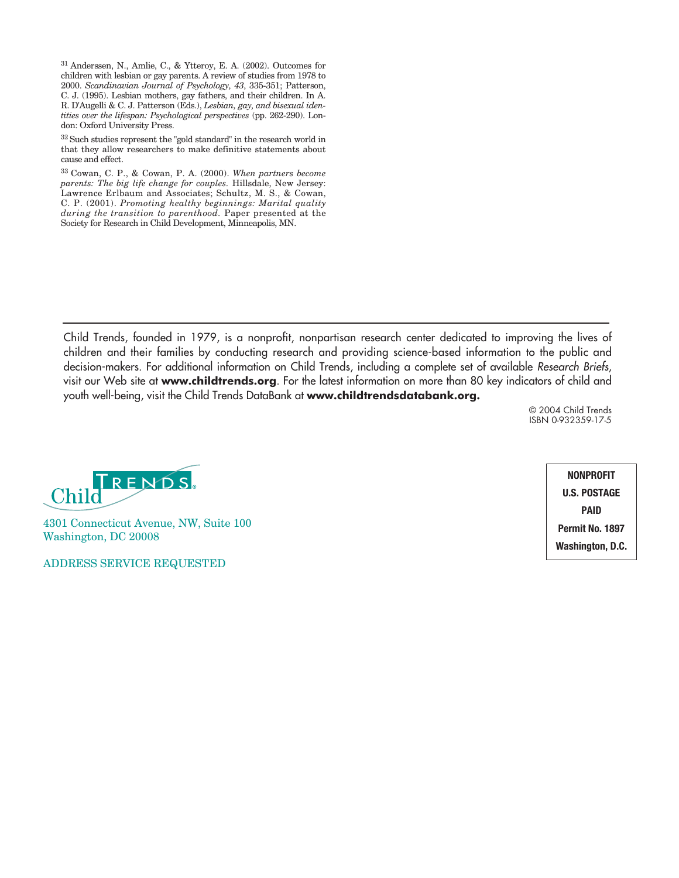[31] Anderssen, N., Amlie, C., & Ytteroy, E. A. (2002). Outcomes for children with lesbian or gay parents. A review of studies from 1978 to 2000. *Scandinavian Journal of Psychology, 43*, 335-351; Patterson, C. J. (1995). Lesbian mothers, gay fathers, and their children. In A. R. D'Augelli & C. J. Patterson (Eds.), *Lesbian, gay, and bisexual identities over the lifespan: Psychological perspectives* (pp. 262-290). London: Oxford University Press.

[32] Such studies represent the "gold standard" in the research world in that they allow researchers to make definitive statements about cause and effect.

[33] Cowan, C. P., & Cowan, P. A. (2000). *When partners become parents: The big life change for couples.* Hillsdale, New Jersey: Lawrence Erlbaum and Associates; Schultz, M. S., & Cowan, C. P. (2001). *Promoting healthy beginnings: Marital quality during the transition to parenthood.* Paper presented at the Society for Research in Child Development, Minneapolis, MN.

---

Child Trends, founded in 1979, is a nonprofit, nonpartisan research center dedicated to improving the lives of children and their families by conducting research and providing science-based information to the public and decision-makers. For additional information on Child Trends, including a complete set of available *Research Briefs*, visit our Web site at **www.childtrends.org**. For the latest information on more than 80 key indicators of child and youth well-being, visit the Child Trends DataBank at **www.childtrendsdatabank.org.**

© 2004 Child Trends
ISBN 0-932359-17-5

Child TRENDS®

4301 Connecticut Avenue, NW, Suite 100
Washington, DC 20008

ADDRESS SERVICE REQUESTED

**NONPROFIT**
**U.S. POSTAGE**
**PAID**
**Permit No. 1897**
**Washington, D.C.**